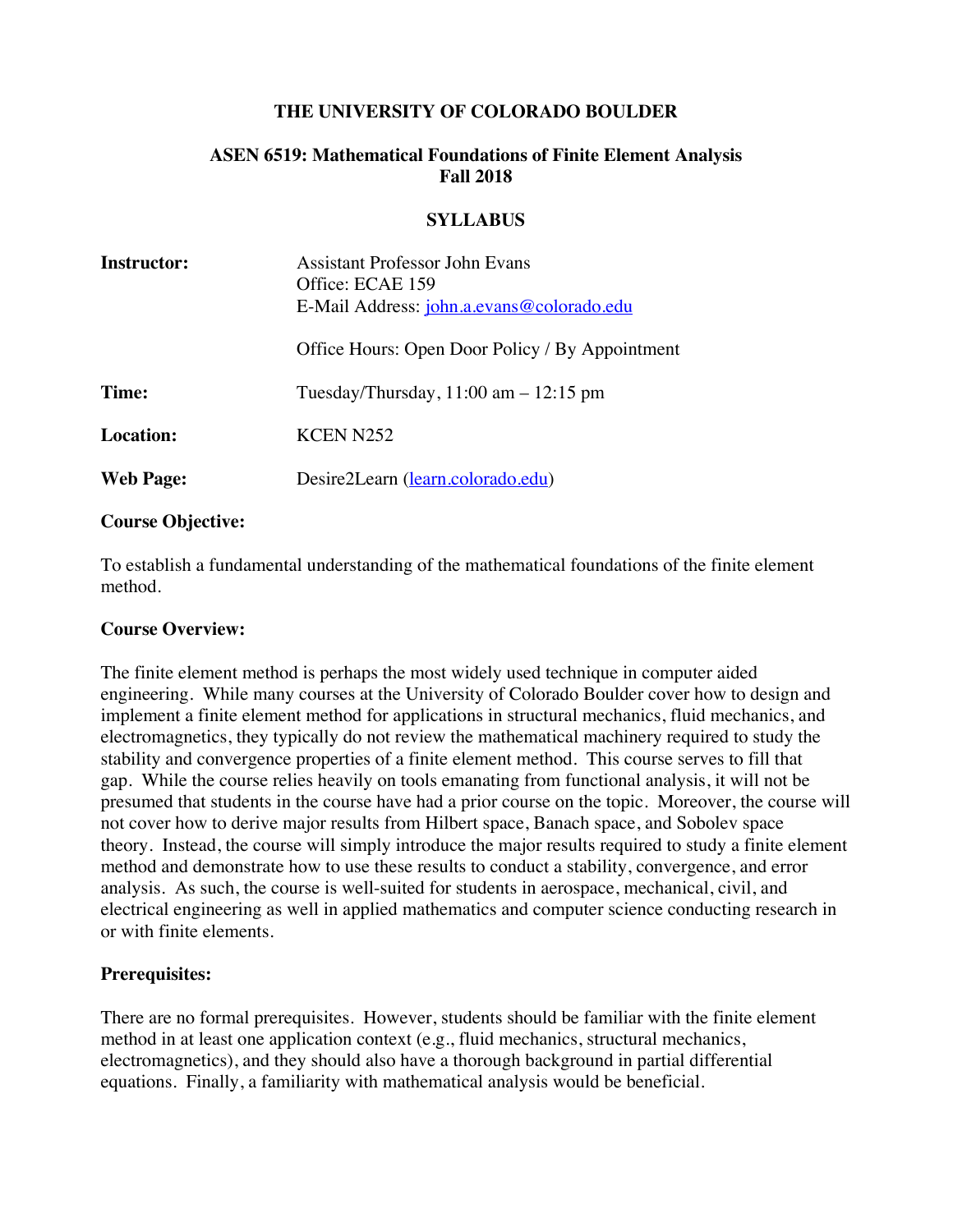# THE UNIVERSITY OF COLORADO BOULDER

## ASEN 6519: Mathematical Foundations of Finite Element Analysis
## Fall 2018

## SYLLABUS

**Instructor:** Assistant Professor John Evans
Office: ECAE 159
E-Mail Address: [john.a.evans@colorado.edu](mailto:john.a.evans@colorado.edu)

Office Hours: Open Door Policy / By Appointment

**Time:** Tuesday/Thursday, 11:00 am – 12:15 pm

**Location:** KCEN N252

**Web Page:** Desire2Learn ([learn.colorado.edu](https://learn.colorado.edu))

### Course Objective:

To establish a fundamental understanding of the mathematical foundations of the finite element method.

### Course Overview:

The finite element method is perhaps the most widely used technique in computer aided engineering. While many courses at the University of Colorado Boulder cover how to design and implement a finite element method for applications in structural mechanics, fluid mechanics, and electromagnetics, they typically do not review the mathematical machinery required to study the stability and convergence properties of a finite element method. This course serves to fill that gap. While the course relies heavily on tools emanating from functional analysis, it will not be presumed that students in the course have had a prior course on the topic. Moreover, the course will not cover how to derive major results from Hilbert space, Banach space, and Sobolev space theory. Instead, the course will simply introduce the major results required to study a finite element method and demonstrate how to use these results to conduct a stability, convergence, and error analysis. As such, the course is well-suited for students in aerospace, mechanical, civil, and electrical engineering as well in applied mathematics and computer science conducting research in or with finite elements.

### Prerequisites:

There are no formal prerequisites. However, students should be familiar with the finite element method in at least one application context (e.g., fluid mechanics, structural mechanics, electromagnetics), and they should also have a thorough background in partial differential equations. Finally, a familiarity with mathematical analysis would be beneficial.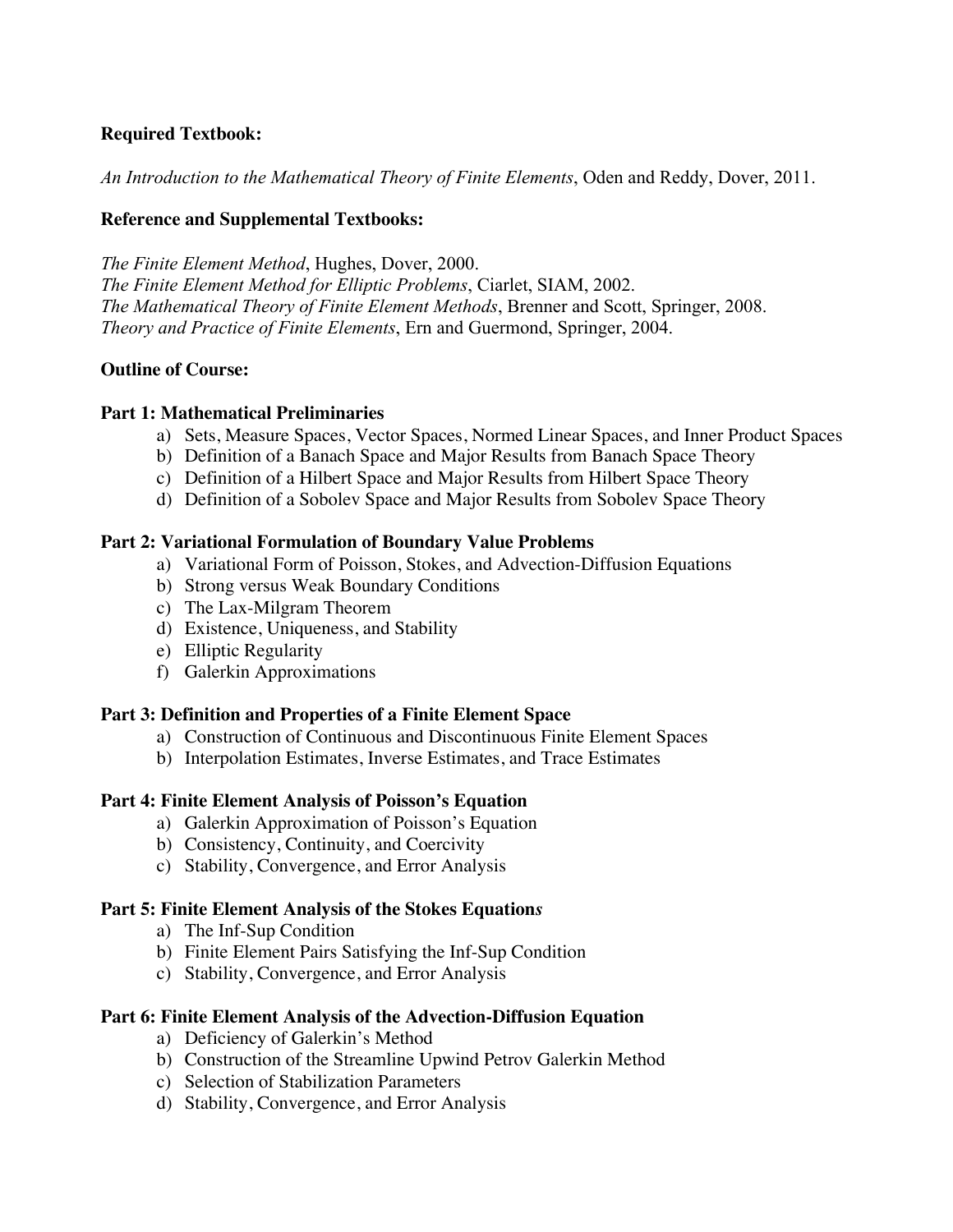**Required Textbook:**

*An Introduction to the Mathematical Theory of Finite Elements*, Oden and Reddy, Dover, 2011.

**Reference and Supplemental Textbooks:**

*The Finite Element Method*, Hughes, Dover, 2000.
*The Finite Element Method for Elliptic Problems*, Ciarlet, SIAM, 2002.
*The Mathematical Theory of Finite Element Methods*, Brenner and Scott, Springer, 2008.
*Theory and Practice of Finite Elements*, Ern and Guermond, Springer, 2004.

**Outline of Course:**

**Part 1: Mathematical Preliminaries**

a) Sets, Measure Spaces, Vector Spaces, Normed Linear Spaces, and Inner Product Spaces
b) Definition of a Banach Space and Major Results from Banach Space Theory
c) Definition of a Hilbert Space and Major Results from Hilbert Space Theory
d) Definition of a Sobolev Space and Major Results from Sobolev Space Theory

**Part 2: Variational Formulation of Boundary Value Problems**

a) Variational Form of Poisson, Stokes, and Advection-Diffusion Equations
b) Strong versus Weak Boundary Conditions
c) The Lax-Milgram Theorem
d) Existence, Uniqueness, and Stability
e) Elliptic Regularity
f) Galerkin Approximations

**Part 3: Definition and Properties of a Finite Element Space**

a) Construction of Continuous and Discontinuous Finite Element Spaces
b) Interpolation Estimates, Inverse Estimates, and Trace Estimates

**Part 4: Finite Element Analysis of Poisson's Equation**

a) Galerkin Approximation of Poisson's Equation
b) Consistency, Continuity, and Coercivity
c) Stability, Convergence, and Error Analysis

**Part 5: Finite Element Analysis of the Stokes Equation*s***

a) The Inf-Sup Condition
b) Finite Element Pairs Satisfying the Inf-Sup Condition
c) Stability, Convergence, and Error Analysis

**Part 6: Finite Element Analysis of the Advection-Diffusion Equation**

a) Deficiency of Galerkin's Method
b) Construction of the Streamline Upwind Petrov Galerkin Method
c) Selection of Stabilization Parameters
d) Stability, Convergence, and Error Analysis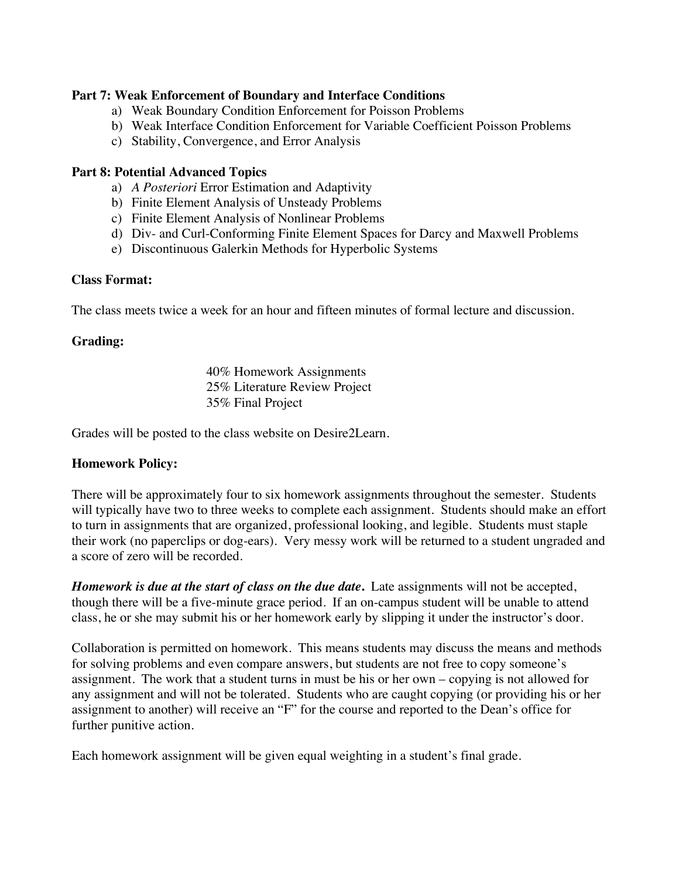**Part 7: Weak Enforcement of Boundary and Interface Conditions**

a) Weak Boundary Condition Enforcement for Poisson Problems
b) Weak Interface Condition Enforcement for Variable Coefficient Poisson Problems
c) Stability, Convergence, and Error Analysis

**Part 8: Potential Advanced Topics**

a) *A Posteriori* Error Estimation and Adaptivity
b) Finite Element Analysis of Unsteady Problems
c) Finite Element Analysis of Nonlinear Problems
d) Div- and Curl-Conforming Finite Element Spaces for Darcy and Maxwell Problems
e) Discontinuous Galerkin Methods for Hyperbolic Systems

**Class Format:**

The class meets twice a week for an hour and fifteen minutes of formal lecture and discussion.

**Grading:**

40% Homework Assignments
25% Literature Review Project
35% Final Project

Grades will be posted to the class website on Desire2Learn.

**Homework Policy:**

There will be approximately four to six homework assignments throughout the semester. Students will typically have two to three weeks to complete each assignment. Students should make an effort to turn in assignments that are organized, professional looking, and legible. Students must staple their work (no paperclips or dog-ears). Very messy work will be returned to a student ungraded and a score of zero will be recorded.

***Homework is due at the start of class on the due date.*** Late assignments will not be accepted, though there will be a five-minute grace period. If an on-campus student will be unable to attend class, he or she may submit his or her homework early by slipping it under the instructor's door.

Collaboration is permitted on homework. This means students may discuss the means and methods for solving problems and even compare answers, but students are not free to copy someone's assignment. The work that a student turns in must be his or her own – copying is not allowed for any assignment and will not be tolerated. Students who are caught copying (or providing his or her assignment to another) will receive an "F" for the course and reported to the Dean's office for further punitive action.

Each homework assignment will be given equal weighting in a student's final grade.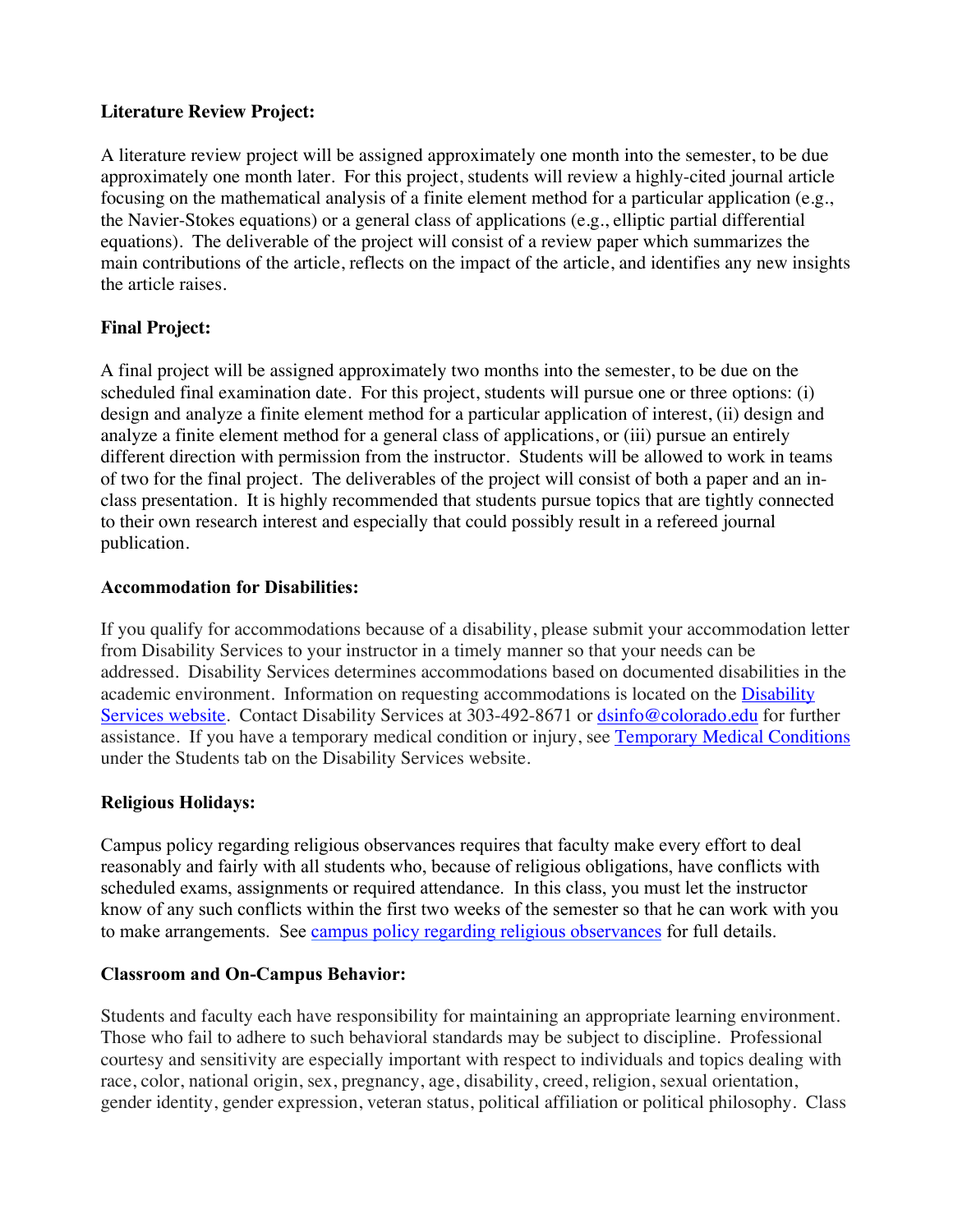**Literature Review Project:**

A literature review project will be assigned approximately one month into the semester, to be due approximately one month later. For this project, students will review a highly-cited journal article focusing on the mathematical analysis of a finite element method for a particular application (e.g., the Navier-Stokes equations) or a general class of applications (e.g., elliptic partial differential equations). The deliverable of the project will consist of a review paper which summarizes the main contributions of the article, reflects on the impact of the article, and identifies any new insights the article raises.

**Final Project:**

A final project will be assigned approximately two months into the semester, to be due on the scheduled final examination date. For this project, students will pursue one or three options: (i) design and analyze a finite element method for a particular application of interest, (ii) design and analyze a finite element method for a general class of applications, or (iii) pursue an entirely different direction with permission from the instructor. Students will be allowed to work in teams of two for the final project. The deliverables of the project will consist of both a paper and an in-class presentation. It is highly recommended that students pursue topics that are tightly connected to their own research interest and especially that could possibly result in a refereed journal publication.

**Accommodation for Disabilities:**

If you qualify for accommodations because of a disability, please submit your accommodation letter from Disability Services to your instructor in a timely manner so that your needs can be addressed. Disability Services determines accommodations based on documented disabilities in the academic environment. Information on requesting accommodations is located on the Disability Services website. Contact Disability Services at 303-492-8671 or dsinfo@colorado.edu for further assistance. If you have a temporary medical condition or injury, see Temporary Medical Conditions under the Students tab on the Disability Services website.

**Religious Holidays:**

Campus policy regarding religious observances requires that faculty make every effort to deal reasonably and fairly with all students who, because of religious obligations, have conflicts with scheduled exams, assignments or required attendance. In this class, you must let the instructor know of any such conflicts within the first two weeks of the semester so that he can work with you to make arrangements. See campus policy regarding religious observances for full details.

**Classroom and On-Campus Behavior:**

Students and faculty each have responsibility for maintaining an appropriate learning environment. Those who fail to adhere to such behavioral standards may be subject to discipline. Professional courtesy and sensitivity are especially important with respect to individuals and topics dealing with race, color, national origin, sex, pregnancy, age, disability, creed, religion, sexual orientation, gender identity, gender expression, veteran status, political affiliation or political philosophy. Class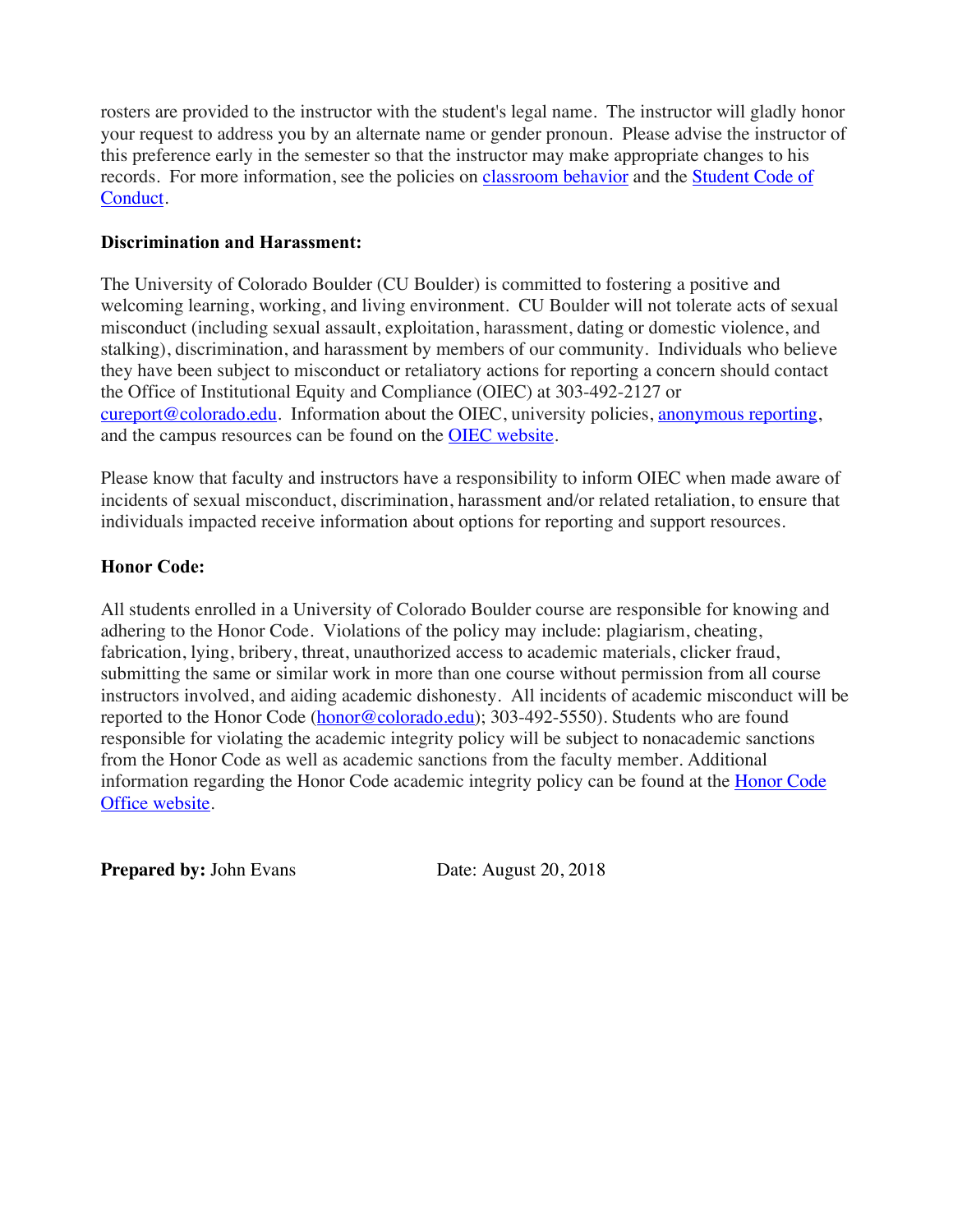rosters are provided to the instructor with the student's legal name. The instructor will gladly honor your request to address you by an alternate name or gender pronoun. Please advise the instructor of this preference early in the semester so that the instructor may make appropriate changes to his records. For more information, see the policies on classroom behavior and the Student Code of Conduct.

**Discrimination and Harassment:**

The University of Colorado Boulder (CU Boulder) is committed to fostering a positive and welcoming learning, working, and living environment. CU Boulder will not tolerate acts of sexual misconduct (including sexual assault, exploitation, harassment, dating or domestic violence, and stalking), discrimination, and harassment by members of our community. Individuals who believe they have been subject to misconduct or retaliatory actions for reporting a concern should contact the Office of Institutional Equity and Compliance (OIEC) at 303-492-2127 or cureport@colorado.edu. Information about the OIEC, university policies, anonymous reporting, and the campus resources can be found on the OIEC website.

Please know that faculty and instructors have a responsibility to inform OIEC when made aware of incidents of sexual misconduct, discrimination, harassment and/or related retaliation, to ensure that individuals impacted receive information about options for reporting and support resources.

**Honor Code:**

All students enrolled in a University of Colorado Boulder course are responsible for knowing and adhering to the Honor Code. Violations of the policy may include: plagiarism, cheating, fabrication, lying, bribery, threat, unauthorized access to academic materials, clicker fraud, submitting the same or similar work in more than one course without permission from all course instructors involved, and aiding academic dishonesty. All incidents of academic misconduct will be reported to the Honor Code (honor@colorado.edu); 303-492-5550). Students who are found responsible for violating the academic integrity policy will be subject to nonacademic sanctions from the Honor Code as well as academic sanctions from the faculty member. Additional information regarding the Honor Code academic integrity policy can be found at the Honor Code Office website.

**Prepared by:** John Evans Date: August 20, 2018